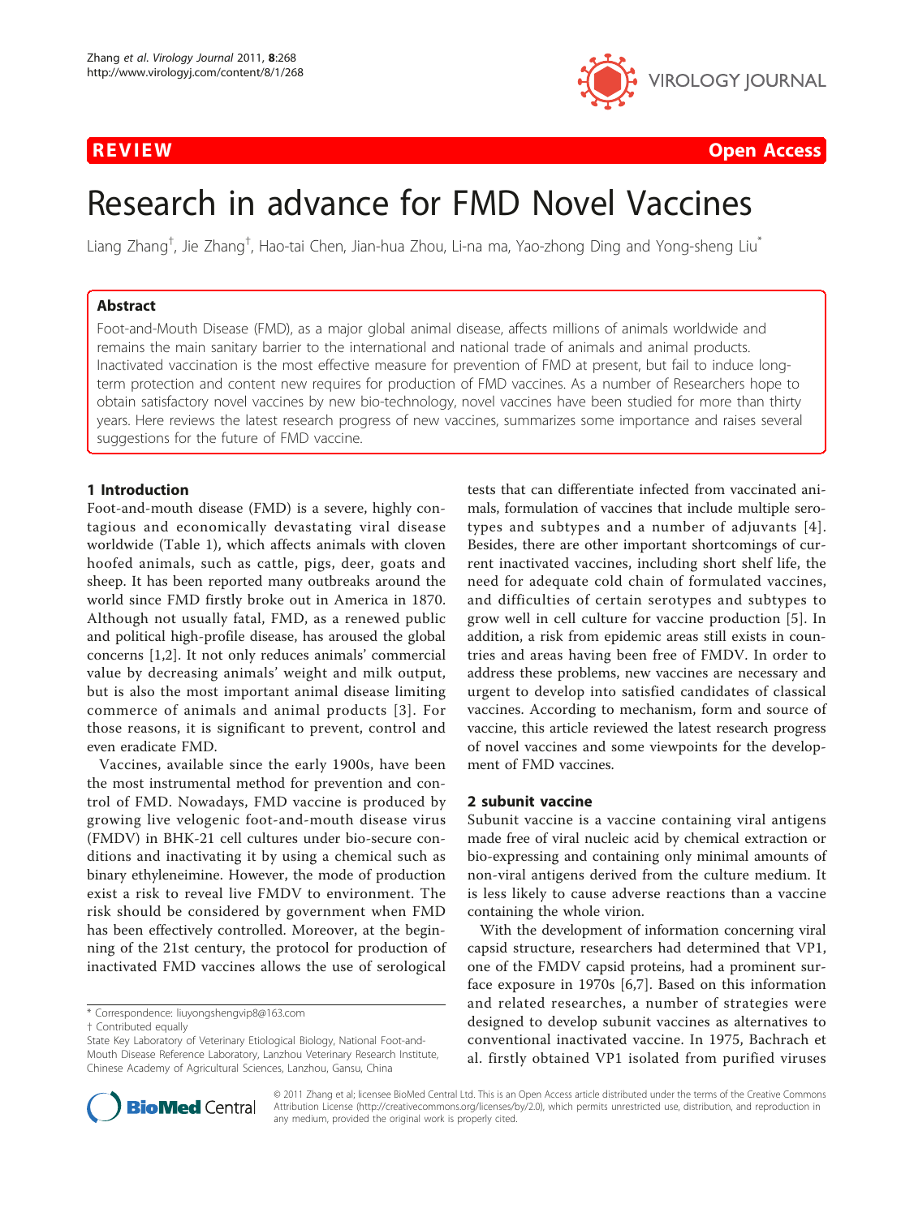REVIEW Open Access

# Research in advance for FMD Novel Vaccines

Liang Zhang[†], Jie Zhang[†], Hao-tai Chen, Jian-hua Zhou, Li-na ma, Yao-zhong Ding and Yong-sheng Liu[*]

## Abstract

Foot-and-Mouth Disease (FMD), as a major global animal disease, affects millions of animals worldwide and remains the main sanitary barrier to the international and national trade of animals and animal products. Inactivated vaccination is the most effective measure for prevention of FMD at present, but fail to induce long-term protection and content new requires for production of FMD vaccines. As a number of Researchers hope to obtain satisfactory novel vaccines by new bio-technology, novel vaccines have been studied for more than thirty years. Here reviews the latest research progress of new vaccines, summarizes some importance and raises several suggestions for the future of FMD vaccine.

## 1 Introduction

Foot-and-mouth disease (FMD) is a severe, highly contagious and economically devastating viral disease worldwide (Table 1), which affects animals with cloven hoofed animals, such as cattle, pigs, deer, goats and sheep. It has been reported many outbreaks around the world since FMD firstly broke out in America in 1870. Although not usually fatal, FMD, as a renewed public and political high-profile disease, has aroused the global concerns [1,2]. It not only reduces animals' commercial value by decreasing animals' weight and milk output, but is also the most important animal disease limiting commerce of animals and animal products [3]. For those reasons, it is significant to prevent, control and even eradicate FMD.

Vaccines, available since the early 1900s, have been the most instrumental method for prevention and control of FMD. Nowadays, FMD vaccine is produced by growing live velogenic foot-and-mouth disease virus (FMDV) in BHK-21 cell cultures under bio-secure conditions and inactivating it by using a chemical such as binary ethyleneimine. However, the mode of production exist a risk to reveal live FMDV to environment. The risk should be considered by government when FMD has been effectively controlled. Moreover, at the beginning of the 21st century, the protocol for production of inactivated FMD vaccines allows the use of serological tests that can differentiate infected from vaccinated animals, formulation of vaccines that include multiple serotypes and subtypes and a number of adjuvants [4]. Besides, there are other important shortcomings of current inactivated vaccines, including short shelf life, the need for adequate cold chain of formulated vaccines, and difficulties of certain serotypes and subtypes to grow well in cell culture for vaccine production [5]. In addition, a risk from epidemic areas still exists in countries and areas having been free of FMDV. In order to address these problems, new vaccines are necessary and urgent to develop into satisfied candidates of classical vaccines. According to mechanism, form and source of vaccine, this article reviewed the latest research progress of novel vaccines and some viewpoints for the development of FMD vaccines.

## 2 subunit vaccine

Subunit vaccine is a vaccine containing viral antigens made free of viral nucleic acid by chemical extraction or bio-expressing and containing only minimal amounts of non-viral antigens derived from the culture medium. It is less likely to cause adverse reactions than a vaccine containing the whole virion.

With the development of information concerning viral capsid structure, researchers had determined that VP1, one of the FMDV capsid proteins, had a prominent surface exposure in 1970s [6,7]. Based on this information and related researches, a number of strategies were designed to develop subunit vaccines as alternatives to conventional inactivated vaccine. In 1975, Bachrach et al. firstly obtained VP1 isolated from purified viruses

* Correspondence: liuyongshengvip8@163.com

† Contributed equally

State Key Laboratory of Veterinary Etiological Biology, National Foot-and-Mouth Disease Reference Laboratory, Lanzhou Veterinary Research Institute, Chinese Academy of Agricultural Sciences, Lanzhou, Gansu, China

© 2011 Zhang et al; licensee BioMed Central Ltd. This is an Open Access article distributed under the terms of the Creative Commons Attribution License (http://creativecommons.org/licenses/by/2.0), which permits unrestricted use, distribution, and reproduction in any medium, provided the original work is properly cited.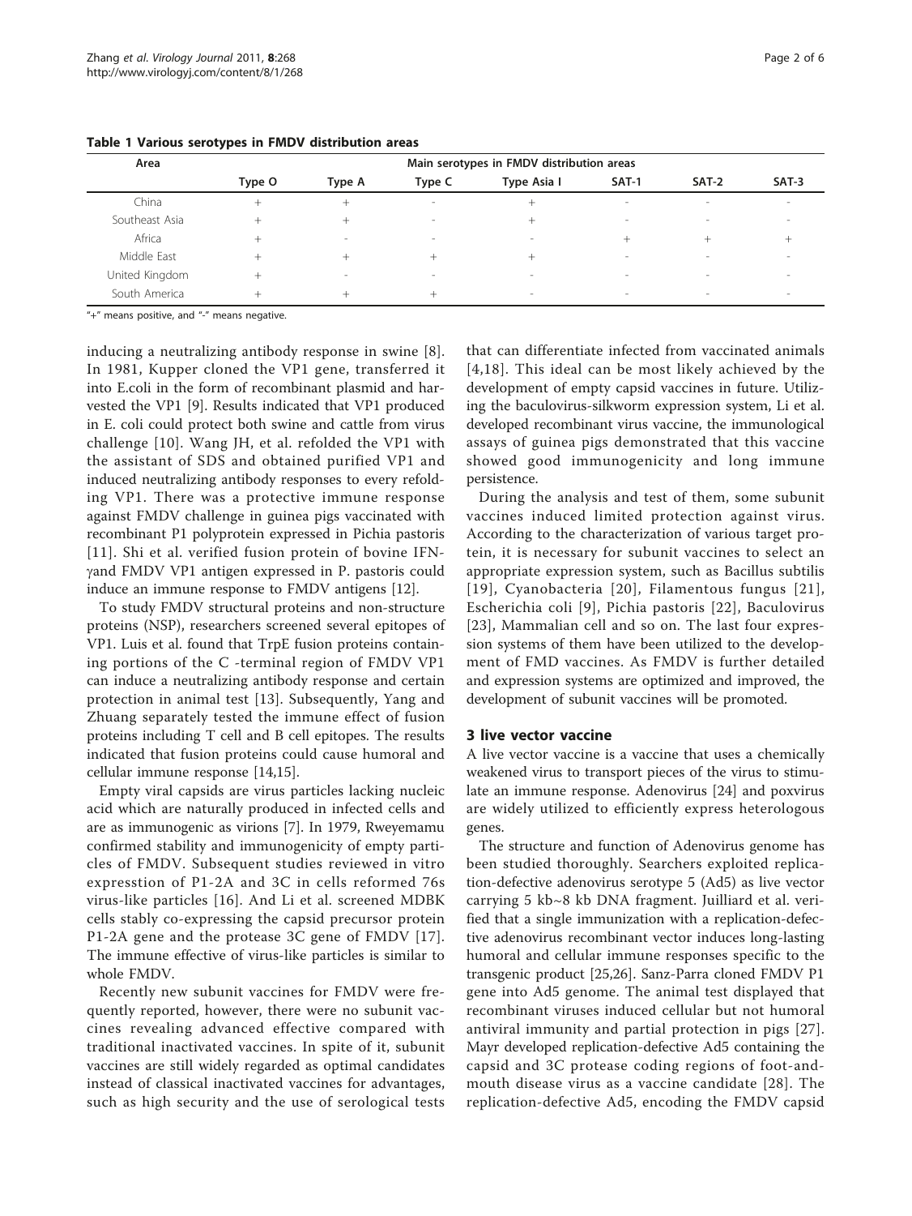**Table 1 Various serotypes in FMDV distribution areas**

| Area | Main serotypes in FMDV distribution areas | | | | | | |
|---|---|---|---|---|---|---|---|
| | Type O | Type A | Type C | Type Asia I | SAT-1 | SAT-2 | SAT-3 |
| China | + | + | - | + | - | - | - |
| Southeast Asia | + | + | - | + | - | - | - |
| Africa | + | - | - | - | + | + | + |
| Middle East | + | + | + | + | - | - | - |
| United Kingdom | + | - | - | - | - | - | - |
| South America | + | + | + | - | - | - | - |

"+" means positive, and "-" means negative.

inducing a neutralizing antibody response in swine [8]. In 1981, Kupper cloned the VP1 gene, transferred it into E.coli in the form of recombinant plasmid and harvested the VP1 [9]. Results indicated that VP1 produced in E. coli could protect both swine and cattle from virus challenge [10]. Wang JH, et al. refolded the VP1 with the assistant of SDS and obtained purified VP1 and induced neutralizing antibody responses to every refolding VP1. There was a protective immune response against FMDV challenge in guinea pigs vaccinated with recombinant P1 polyprotein expressed in Pichia pastoris [11]. Shi et al. verified fusion protein of bovine IFN-γand FMDV VP1 antigen expressed in P. pastoris could induce an immune response to FMDV antigens [12].

To study FMDV structural proteins and non-structure proteins (NSP), researchers screened several epitopes of VP1. Luis et al. found that TrpE fusion proteins containing portions of the C -terminal region of FMDV VP1 can induce a neutralizing antibody response and certain protection in animal test [13]. Subsequently, Yang and Zhuang separately tested the immune effect of fusion proteins including T cell and B cell epitopes. The results indicated that fusion proteins could cause humoral and cellular immune response [14,15].

Empty viral capsids are virus particles lacking nucleic acid which are naturally produced in infected cells and are as immunogenic as virions [7]. In 1979, Rweyemamu confirmed stability and immunogenicity of empty particles of FMDV. Subsequent studies reviewed in vitro expresstion of P1-2A and 3C in cells reformed 76s virus-like particles [16]. And Li et al. screened MDBK cells stably co-expressing the capsid precursor protein P1-2A gene and the protease 3C gene of FMDV [17]. The immune effective of virus-like particles is similar to whole FMDV.

Recently new subunit vaccines for FMDV were frequently reported, however, there were no subunit vaccines revealing advanced effective compared with traditional inactivated vaccines. In spite of it, subunit vaccines are still widely regarded as optimal candidates instead of classical inactivated vaccines for advantages, such as high security and the use of serological tests that can differentiate infected from vaccinated animals [4,18]. This ideal can be most likely achieved by the development of empty capsid vaccines in future. Utilizing the baculovirus-silkworm expression system, Li et al. developed recombinant virus vaccine, the immunological assays of guinea pigs demonstrated that this vaccine showed good immunogenicity and long immune persistence.

During the analysis and test of them, some subunit vaccines induced limited protection against virus. According to the characterization of various target protein, it is necessary for subunit vaccines to select an appropriate expression system, such as Bacillus subtilis [19], Cyanobacteria [20], Filamentous fungus [21], Escherichia coli [9], Pichia pastoris [22], Baculovirus [23], Mammalian cell and so on. The last four expression systems of them have been utilized to the development of FMD vaccines. As FMDV is further detailed and expression systems are optimized and improved, the development of subunit vaccines will be promoted.

## 3 live vector vaccine

A live vector vaccine is a vaccine that uses a chemically weakened virus to transport pieces of the virus to stimulate an immune response. Adenovirus [24] and poxvirus are widely utilized to efficiently express heterologous genes.

The structure and function of Adenovirus genome has been studied thoroughly. Searchers exploited replication-defective adenovirus serotype 5 (Ad5) as live vector carrying 5 kb~8 kb DNA fragment. Juilliard et al. verified that a single immunization with a replication-defective adenovirus recombinant vector induces long-lasting humoral and cellular immune responses specific to the transgenic product [25,26]. Sanz-Parra cloned FMDV P1 gene into Ad5 genome. The animal test displayed that recombinant viruses induced cellular but not humoral antiviral immunity and partial protection in pigs [27]. Mayr developed replication-defective Ad5 containing the capsid and 3C protease coding regions of foot-and-mouth disease virus as a vaccine candidate [28]. The replication-defective Ad5, encoding the FMDV capsid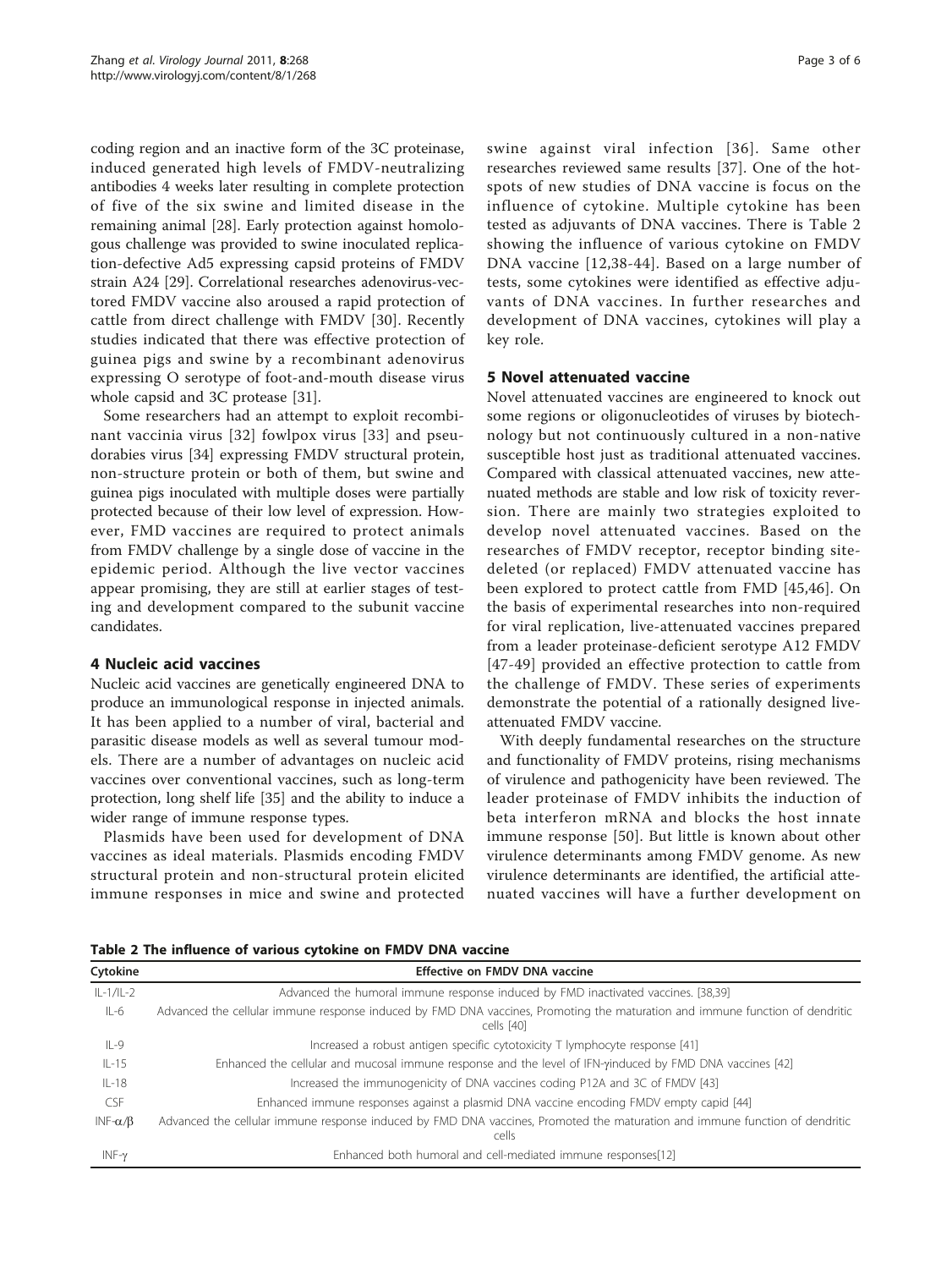coding region and an inactive form of the 3C proteinase, induced generated high levels of FMDV-neutralizing antibodies 4 weeks later resulting in complete protection of five of the six swine and limited disease in the remaining animal [28]. Early protection against homologous challenge was provided to swine inoculated replication-defective Ad5 expressing capsid proteins of FMDV strain A24 [29]. Correlational researches adenovirus-vectored FMDV vaccine also aroused a rapid protection of cattle from direct challenge with FMDV [30]. Recently studies indicated that there was effective protection of guinea pigs and swine by a recombinant adenovirus expressing O serotype of foot-and-mouth disease virus whole capsid and 3C protease [31].

Some researchers had an attempt to exploit recombinant vaccinia virus [32] fowlpox virus [33] and pseudorabies virus [34] expressing FMDV structural protein, non-structure protein or both of them, but swine and guinea pigs inoculated with multiple doses were partially protected because of their low level of expression. However, FMD vaccines are required to protect animals from FMDV challenge by a single dose of vaccine in the epidemic period. Although the live vector vaccines appear promising, they are still at earlier stages of testing and development compared to the subunit vaccine candidates.

## 4 Nucleic acid vaccines

Nucleic acid vaccines are genetically engineered DNA to produce an immunological response in injected animals. It has been applied to a number of viral, bacterial and parasitic disease models as well as several tumour models. There are a number of advantages on nucleic acid vaccines over conventional vaccines, such as long-term protection, long shelf life [35] and the ability to induce a wider range of immune response types.

Plasmids have been used for development of DNA vaccines as ideal materials. Plasmids encoding FMDV structural protein and non-structural protein elicited immune responses in mice and swine and protected swine against viral infection [36]. Same other researches reviewed same results [37]. One of the hotspots of new studies of DNA vaccine is focus on the influence of cytokine. Multiple cytokine has been tested as adjuvants of DNA vaccines. There is Table 2 showing the influence of various cytokine on FMDV DNA vaccine [12,38-44]. Based on a large number of tests, some cytokines were identified as effective adjuvants of DNA vaccines. In further researches and development of DNA vaccines, cytokines will play a key role.

## 5 Novel attenuated vaccine

Novel attenuated vaccines are engineered to knock out some regions or oligonucleotides of viruses by biotechnology but not continuously cultured in a non-native susceptible host just as traditional attenuated vaccines. Compared with classical attenuated vaccines, new attenuated methods are stable and low risk of toxicity reversion. There are mainly two strategies exploited to develop novel attenuated vaccines. Based on the researches of FMDV receptor, receptor binding site-deleted (or replaced) FMDV attenuated vaccine has been explored to protect cattle from FMD [45,46]. On the basis of experimental researches into non-required for viral replication, live-attenuated vaccines prepared from a leader proteinase-deficient serotype A12 FMDV [47-49] provided an effective protection to cattle from the challenge of FMDV. These series of experiments demonstrate the potential of a rationally designed live-attenuated FMDV vaccine.

With deeply fundamental researches on the structure and functionality of FMDV proteins, rising mechanisms of virulence and pathogenicity have been reviewed. The leader proteinase of FMDV inhibits the induction of beta interferon mRNA and blocks the host innate immune response [50]. But little is known about other virulence determinants among FMDV genome. As new virulence determinants are identified, the artificial attenuated vaccines will have a further development on

**Table 2 The influence of various cytokine on FMDV DNA vaccine**

| Cytokine | Effective on FMDV DNA vaccine |
|---|---|
| IL-1/IL-2 | Advanced the humoral immune response induced by FMD inactivated vaccines. [38,39] |
| IL-6 | Advanced the cellular immune response induced by FMD DNA vaccines, Promoting the maturation and immune function of dendritic cells [40] |
| IL-9 | Increased a robust antigen specific cytotoxicity T lymphocyte response [41] |
| IL-15 | Enhanced the cellular and mucosal immune response and the level of IFN-γinduced by FMD DNA vaccines [42] |
| IL-18 | Increased the immunogenicity of DNA vaccines coding P12A and 3C of FMDV [43] |
| CSF | Enhanced immune responses against a plasmid DNA vaccine encoding FMDV empty capid [44] |
| INF-α/β | Advanced the cellular immune response induced by FMD DNA vaccines, Promoted the maturation and immune function of dendritic cells |
| INF-γ | Enhanced both humoral and cell-mediated immune responses[12] |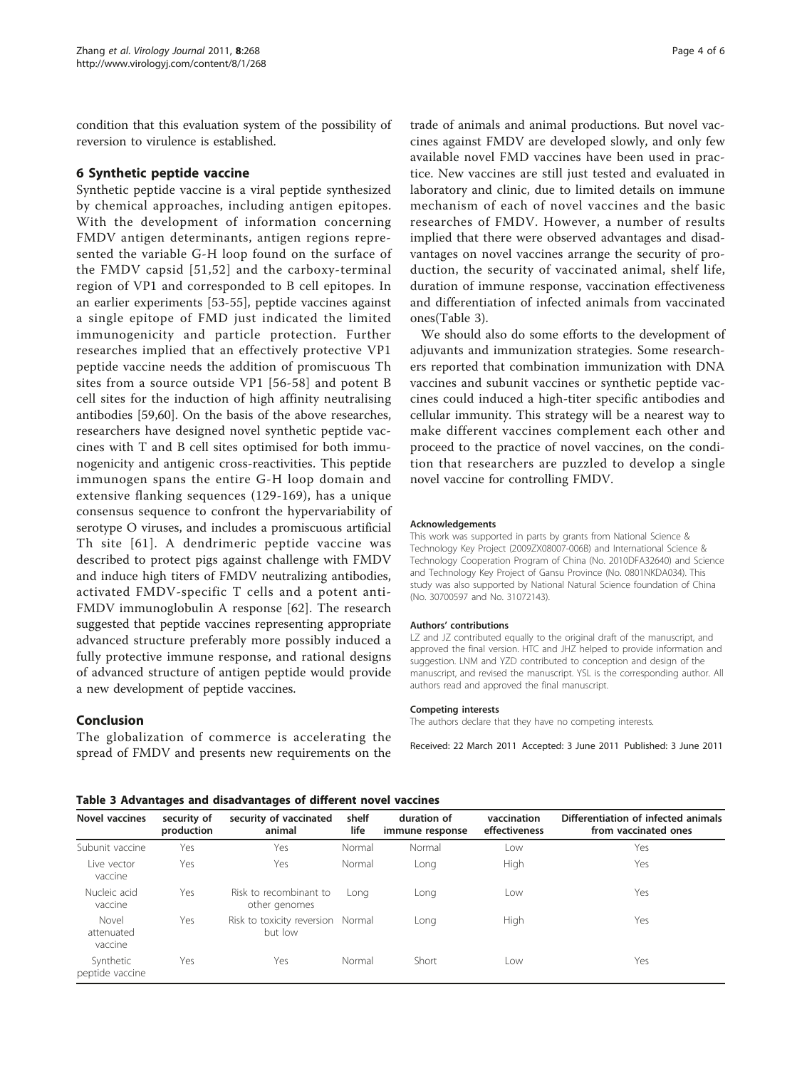condition that this evaluation system of the possibility of reversion to virulence is established.

## 6 Synthetic peptide vaccine

Synthetic peptide vaccine is a viral peptide synthesized by chemical approaches, including antigen epitopes. With the development of information concerning FMDV antigen determinants, antigen regions represented the variable G-H loop found on the surface of the FMDV capsid [51,52] and the carboxy-terminal region of VP1 and corresponded to B cell epitopes. In an earlier experiments [53-55], peptide vaccines against a single epitope of FMD just indicated the limited immunogenicity and particle protection. Further researches implied that an effectively protective VP1 peptide vaccine needs the addition of promiscuous Th sites from a source outside VP1 [56-58] and potent B cell sites for the induction of high affinity neutralising antibodies [59,60]. On the basis of the above researches, researchers have designed novel synthetic peptide vaccines with T and B cell sites optimised for both immunogenicity and antigenic cross-reactivities. This peptide immunogen spans the entire G-H loop domain and extensive flanking sequences (129-169), has a unique consensus sequence to confront the hypervariability of serotype O viruses, and includes a promiscuous artificial Th site [61]. A dendrimeric peptide vaccine was described to protect pigs against challenge with FMDV and induce high titers of FMDV neutralizing antibodies, activated FMDV-specific T cells and a potent anti-FMDV immunoglobulin A response [62]. The research suggested that peptide vaccines representing appropriate advanced structure preferably more possibly induced a fully protective immune response, and rational designs of advanced structure of antigen peptide would provide a new development of peptide vaccines.

## Conclusion

The globalization of commerce is accelerating the spread of FMDV and presents new requirements on the trade of animals and animal productions. But novel vaccines against FMDV are developed slowly, and only few available novel FMD vaccines have been used in practice. New vaccines are still just tested and evaluated in laboratory and clinic, due to limited details on immune mechanism of each of novel vaccines and the basic researches of FMDV. However, a number of results implied that there were observed advantages and disadvantages on novel vaccines arrange the security of production, the security of vaccinated animal, shelf life, duration of immune response, vaccination effectiveness and differentiation of infected animals from vaccinated ones(Table 3).

We should also do some efforts to the development of adjuvants and immunization strategies. Some researchers reported that combination immunization with DNA vaccines and subunit vaccines or synthetic peptide vaccines could induced a high-titer specific antibodies and cellular immunity. This strategy will be a nearest way to make different vaccines complement each other and proceed to the practice of novel vaccines, on the condition that researchers are puzzled to develop a single novel vaccine for controlling FMDV.

#### Acknowledgements

This work was supported in parts by grants from National Science & Technology Key Project (2009ZX08007-006B) and International Science & Technology Cooperation Program of China (No. 2010DFA32640) and Science and Technology Key Project of Gansu Province (No. 0801NKDA034). This study was also supported by National Natural Science foundation of China (No. 30700597 and No. 31072143).

#### Authors' contributions

LZ and JZ contributed equally to the original draft of the manuscript, and approved the final version. HTC and JHZ helped to provide information and suggestion. LNM and YZD contributed to conception and design of the manuscript, and revised the manuscript. YSL is the corresponding author. All authors read and approved the final manuscript.

#### Competing interests

The authors declare that they have no competing interests.

Received: 22 March 2011 Accepted: 3 June 2011 Published: 3 June 2011

**Table 3 Advantages and disadvantages of different novel vaccines**

| Novel vaccines | security of production | security of vaccinated animal | shelf life | duration of immune response | vaccination effectiveness | Differentiation of infected animals from vaccinated ones |
|---|---|---|---|---|---|---|
| Subunit vaccine | Yes | Yes | Normal | Normal | Low | Yes |
| Live vector vaccine | Yes | Yes | Normal | Long | High | Yes |
| Nucleic acid vaccine | Yes | Risk to recombinant to other genomes | Long | Long | Low | Yes |
| Novel attenuated vaccine | Yes | Risk to toxicity reversion but low | Normal | Long | High | Yes |
| Synthetic peptide vaccine | Yes | Yes | Normal | Short | Low | Yes |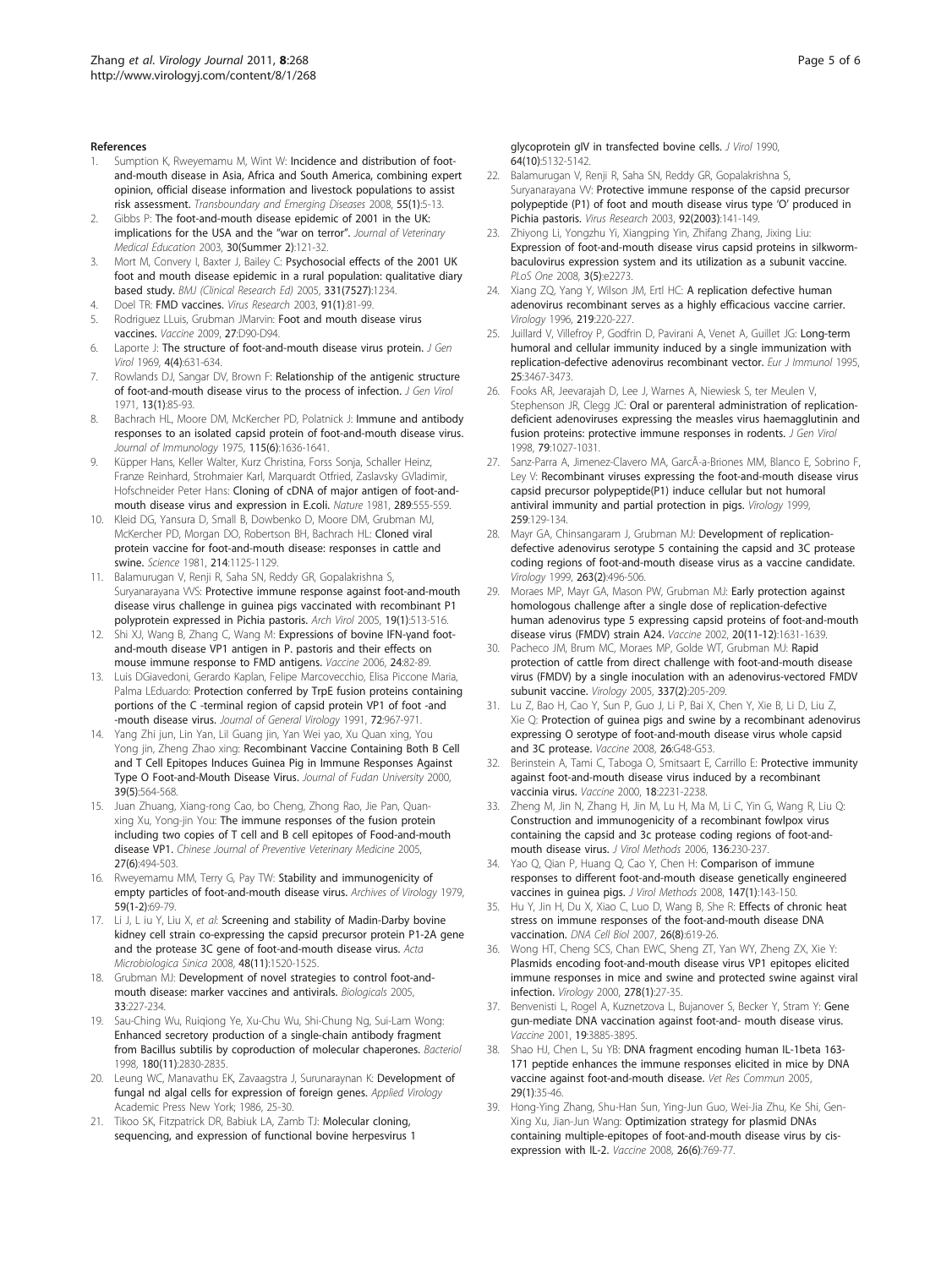## References

1. Sumption K, Rweyemamu M, Wint W: **Incidence and distribution of foot-and-mouth disease in Asia, Africa and South America, combining expert opinion, official disease information and livestock populations to assist risk assessment.** *Transboundary and Emerging Diseases* 2008, **55(1)**:5-13.
2. Gibbs P: **The foot-and-mouth disease epidemic of 2001 in the UK: implications for the USA and the "war on terror".** *Journal of Veterinary Medical Education* 2003, **30(Summer 2)**:121-32.
3. Mort M, Convery I, Baxter J, Bailey C: **Psychosocial effects of the 2001 UK foot and mouth disease epidemic in a rural population: qualitative diary based study.** *BMJ (Clinical Research Ed)* 2005, **331(7527)**:1234.
4. Doel TR: **FMD vaccines.** *Virus Research* 2003, **91(1)**:81-99.
5. Rodriguez LLuis, Grubman JMarvin: **Foot and mouth disease virus vaccines.** *Vaccine* 2009, **27**:D90-D94.
6. Laporte J: **The structure of foot-and-mouth disease virus protein.** *J Gen Virol* 1969, **4(4)**:631-634.
7. Rowlands DJ, Sangar DV, Brown F: **Relationship of the antigenic structure of foot-and-mouth disease virus to the process of infection.** *J Gen Virol* 1971, **13(1)**:85-93.
8. Bachrach HL, Moore DM, McKercher PD, Polatnick J: **Immune and antibody responses to an isolated capsid protein of foot-and-mouth disease virus.** *Journal of Immunology* 1975, **115(6)**:1636-1641.
9. Küpper Hans, Keller Walter, Kurz Christina, Forss Sonja, Schaller Heinz, Franze Reinhard, Strohmaier Karl, Marquardt Otfried, Zaslavsky GVladimir, Hofschneider Peter Hans: **Cloning of cDNA of major antigen of foot-and-mouth disease virus and expression in E.coli.** *Nature* 1981, **289**:555-559.
10. Kleid DG, Yansura D, Small B, Dowbenko D, Moore DM, Grubman MJ, McKercher PD, Morgan DO, Robertson BH, Bachrach HL: **Cloned viral protein vaccine for foot-and-mouth disease: responses in cattle and swine.** *Science* 1981, **214**:1125-1129.
11. Balamurugan V, Renji R, Saha SN, Reddy GR, Gopalakrishna S, Suryanarayana VVS: **Protective immune response against foot-and-mouth disease virus challenge in guinea pigs vaccinated with recombinant P1 polyprotein expressed in Pichia pastoris.** *Arch Virol* 2005, **19(1)**:513-516.
12. Shi XJ, Wang B, Zhang C, Wang M: **Expressions of bovine IFN-yand foot-and-mouth disease VP1 antigen in P. pastoris and their effects on mouse immune response to FMD antigens.** *Vaccine* 2006, **24**:82-89.
13. Luis DGiavedoni, Gerardo Kaplan, Felipe Marcovecchio, Elisa Piccone Maria, Palma LEduardo: **Protection conferred by TrpE fusion proteins containing portions of the C -terminal region of capsid protein VP1 of foot -and -mouth disease virus.** *Journal of General Virology* 1991, **72**:967-971.
14. Yang Zhi jun, Lin Yan, Lil Guang jin, Yan Wei yao, Xu Quan xing, You Yong jin, Zheng Zhao xing: **Recombinant Vaccine Containing Both B Cell and T Cell Epitopes Induces Guinea Pig in Immune Responses Against Type O Foot-and-Mouth Disease Virus.** *Journal of Fudan University* 2000, **39(5)**:564-568.
15. Juan Zhuang, Xiang-rong Cao, bo Cheng, Zhong Rao, Jie Pan, Quan-xing Xu, Yong-jin You: **The immune responses of the fusion protein including two copies of T cell and B cell epitopes of Food-and-mouth disease VP1.** *Chinese Journal of Preventive Veterinary Medicine* 2005, **27(6)**:494-503.
16. Rweyemamu MM, Terry G, Pay TW: **Stability and immunogenicity of empty particles of foot-and-mouth disease virus.** *Archives of Virology* 1979, **59(1-2)**:69-79.
17. Li J, L iu Y, Liu X, *et al*: **Screening and stability of Madin-Darby bovine kidney cell strain co-expressing the capsid precursor protein P1-2A gene and the protease 3C gene of foot-and-mouth disease virus.** *Acta Microbiologica Sinica* 2008, **48(11)**:1520-1525.
18. Grubman MJ: **Development of novel strategies to control foot-and-mouth disease: marker vaccines and antivirals.** *Biologicals* 2005, **33**:227-234.
19. Sau-Ching Wu, Ruiqiong Ye, Xu-Chu Wu, Shi-Chung Ng, Sui-Lam Wong: **Enhanced secretory production of a single-chain antibody fragment from Bacillus subtilis by coproduction of molecular chaperones.** *Bacteriol* 1998, **180(11)**:2830-2835.
20. Leung WC, Manavathu EK, Zavaagstra J, Surunaraynan K: **Development of fungal nd algal cells for expression of foreign genes.** *Applied Virology* Academic Press New York; 1986, 25-30.
21. Tikoo SK, Fitzpatrick DR, Babiuk LA, Zamb TJ: **Molecular cloning, sequencing, and expression of functional bovine herpesvirus 1 glycoprotein gIV in transfected bovine cells.** *J Virol* 1990, **64(10)**:5132-5142.
22. Balamurugan V, Renji R, Saha SN, Reddy GR, Gopalakrishna S, Suryanarayana VV: **Protective immune response of the capsid precursor polypeptide (P1) of foot and mouth disease virus type 'O' produced in Pichia pastoris.** *Virus Research* 2003, **92(2003)**:141-149.
23. Zhiyong Li, Yongzhu Yi, Xiangping Yin, Zhifang Zhang, Jixing Liu: **Expression of foot-and-mouth disease virus capsid proteins in silkworm-baculovirus expression system and its utilization as a subunit vaccine.** *PLoS One* 2008, **3(5)**:e2273.
24. Xiang ZQ, Yang Y, Wilson JM, Ertl HC: **A replication defective human adenovirus recombinant serves as a highly efficacious vaccine carrier.** *Virology* 1996, **219**:220-227.
25. Juillard V, Villefroy P, Godfrin D, Pavirani A, Venet A, Guillet JG: **Long-term humoral and cellular immunity induced by a single immunization with replication-defective adenovirus recombinant vector.** *Eur J Immunol* 1995, **25**:3467-3473.
26. Fooks AR, Jeevarajah D, Lee J, Warnes A, Niewiesk S, ter Meulen V, Stephenson JR, Clegg JC: **Oral or parenteral administration of replication-deficient adenoviruses expressing the measles virus haemagglutinin and fusion proteins: protective immune responses in rodents.** *J Gen Virol* 1998, **79**:1027-1031.
27. Sanz-Parra A, Jimenez-Clavero MA, GarcÃ-a-Briones MM, Blanco E, Sobrino F, Ley V: **Recombinant viruses expressing the foot-and-mouth disease virus capsid precursor polypeptide(P1) induce cellular but not humoral antiviral immunity and partial protection in pigs.** *Virology* 1999, **259**:129-134.
28. Mayr GA, Chinsangaram J, Grubman MJ: **Development of replication-defective adenovirus serotype 5 containing the capsid and 3C protease coding regions of foot-and-mouth disease virus as a vaccine candidate.** *Virology* 1999, **263(2)**:496-506.
29. Moraes MP, Mayr GA, Mason PW, Grubman MJ: **Early protection against homologous challenge after a single dose of replication-defective human adenovirus type 5 expressing capsid proteins of foot-and-mouth disease virus (FMDV) strain A24.** *Vaccine* 2002, **20(11-12)**:1631-1639.
30. Pacheco JM, Brum MC, Moraes MP, Golde WT, Grubman MJ: **Rapid protection of cattle from direct challenge with foot-and-mouth disease virus (FMDV) by a single inoculation with an adenovirus-vectored FMDV subunit vaccine.** *Virology* 2005, **337(2)**:205-209.
31. Lu Z, Bao H, Cao Y, Sun P, Guo J, Li P, Bai X, Chen Y, Xie B, Li D, Liu Z, Xie Q: **Protection of guinea pigs and swine by a recombinant adenovirus expressing O serotype of foot-and-mouth disease virus whole capsid and 3C protease.** *Vaccine* 2008, **26**:G48-G53.
32. Berinstein A, Tami C, Taboga O, Smitsaart E, Carrillo E: **Protective immunity against foot-and-mouth disease virus induced by a recombinant vaccinia virus.** *Vaccine* 2000, **18**:2231-2238.
33. Zheng M, Jin N, Zhang H, Jin M, Lu H, Ma M, Li C, Yin G, Wang R, Liu Q: **Construction and immunogenicity of a recombinant fowlpox virus containing the capsid and 3c protease coding regions of foot-and-mouth disease virus.** *J Virol Methods* 2006, **136**:230-237.
34. Yao Q, Qian P, Huang Q, Cao Y, Chen H: **Comparison of immune responses to different foot-and-mouth disease genetically engineered vaccines in guinea pigs.** *J Virol Methods* 2008, **147(1)**:143-150.
35. Hu Y, Jin H, Du X, Xiao C, Luo D, Wang B, She R: **Effects of chronic heat stress on immune responses of the foot-and-mouth disease DNA vaccination.** *DNA Cell Biol* 2007, **26(8)**:619-26.
36. Wong HT, Cheng SCS, Chan EWC, Sheng ZT, Yan WY, Zheng ZX, Xie Y: **Plasmids encoding foot-and-mouth disease virus VP1 epitopes elicited immune responses in mice and swine and protected swine against viral infection.** *Virology* 2000, **278(1)**:27-35.
37. Benvenisti L, Rogel A, Kuznetzova L, Bujanover S, Becker Y, Stram Y: **Gene gun-mediate DNA vaccination against foot-and- mouth disease virus.** *Vaccine* 2001, **19**:3885-3895.
38. Shao HJ, Chen L, Su YB: **DNA fragment encoding human IL-1beta 163-171 peptide enhances the immune responses elicited in mice by DNA vaccine against foot-and-mouth disease.** *Vet Res Commun* 2005, **29(1)**:35-46.
39. Hong-Ying Zhang, Shu-Han Sun, Ying-Jun Guo, Wei-Jia Zhu, Ke Shi, Gen-Xing Xu, Jian-Jun Wang: **Optimization strategy for plasmid DNAs containing multiple-epitopes of foot-and-mouth disease virus by cis-expression with IL-2.** *Vaccine* 2008, **26(6)**:769-77.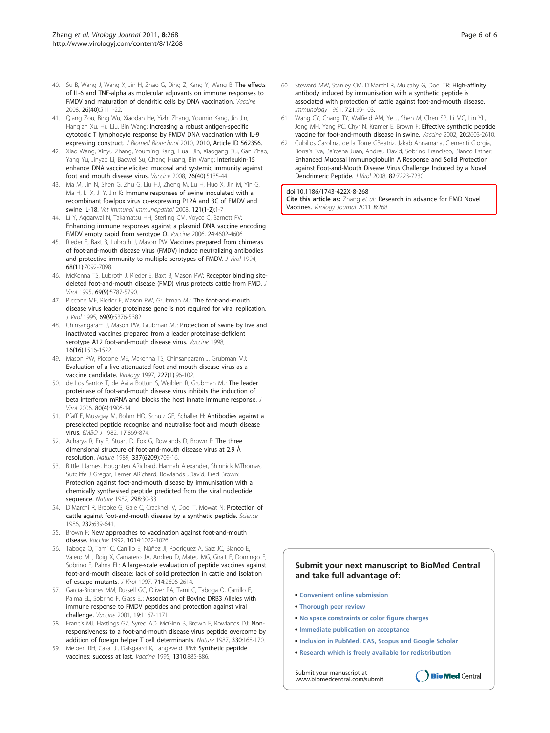40. Su B, Wang J, Wang X, Jin H, Zhao G, Ding Z, Kang Y, Wang B: **The effects of IL-6 and TNF-alpha as molecular adjuvants on immune responses to FMDV and maturation of dendritic cells by DNA vaccination.** *Vaccine* 2008, **26(40)**:5111-22.
41. Qiang Zou, Bing Wu, Xiaodan He, Yizhi Zhang, Youmin Kang, Jin Jin, Hanqian Xu, Hu Liu, Bin Wang: **Increasing a robust antigen-specific cytotoxic T lymphocyte response by FMDV DNA vaccination with IL-9 expressing construct.** *J Biomed Biotechnol* 2010, **2010**, Article ID 562356.
42. Xiao Wang, Xinyu Zhang, Youming Kang, Huali Jin, Xiaogang Du, Gan Zhao, Yang Yu, Jinyao Li, Baowei Su, Chang Huang, Bin Wang: **Interleukin-15 enhance DNA vaccine elicited mucosal and systemic immunity against foot and mouth disease virus.** *Vaccine* 2008, **26(40)**:5135-44.
43. Ma M, Jin N, Shen G, Zhu G, Liu HJ, Zheng M, Lu H, Huo X, Jin M, Yin G, Ma H, Li X, Ji Y, Jin K: **Immune responses of swine inoculated with a recombinant fowlpox virus co-expressing P12A and 3C of FMDV and swine IL-18.** *Vet Immunol Immunopathol* 2008, **121(1-2)**:1-7.
44. Li Y, Aggarwal N, Takamatsu HH, Sterling CM, Voyce C, Barnett PV: **Enhancing immune responses against a plasmid DNA vaccine encoding FMDV empty capid from serotype O.** *Vaccine* 2006, **24**:4602-4606.
45. Rieder E, Baxt B, Lubroth J, Mason PW: **Vaccines prepared from chimeras of foot-and-mouth disease virus (FMDV) induce neutralizing antibodies and protective immunity to multiple serotypes of FMDV.** *J Virol* 1994, **68(11)**:7092-7098.
46. McKenna TS, Lubroth J, Rieder E, Baxt B, Mason PW: **Receptor binding site-deleted foot-and-mouth disease (FMD) virus protects cattle from FMD.** *J Virol* 1995, **69(9)**:5787-5790.
47. Piccone ME, Rieder E, Mason PW, Grubman MJ: **The foot-and-mouth disease virus leader proteinase gene is not required for viral replication.** *J Virol* 1995, **69(9)**:5376-5382.
48. Chinsangaram J, Mason PW, Grubman MJ: **Protection of swine by live and inactivated vaccines prepared from a leader proteinase-deficient serotype A12 foot-and-mouth disease virus.** *Vaccine* 1998, **16(16)**:1516-1522.
49. Mason PW, Piccone ME, Mckenna TS, Chinsangaram J, Grubman MJ: **Evaluation of a live-attenuated foot-and-mouth disease virus as a vaccine candidate.** *Virology* 1997, **227(1)**:96-102.
50. de Los Santos T, de Avila Botton S, Weiblen R, Grubman MJ: **The leader proteinase of foot-and-mouth disease virus inhibits the induction of beta interferon mRNA and blocks the host innate immune response.** *J Virol* 2006, **80(4)**:1906-14.
51. Pfaff E, Mussgay M, Bohm HO, Schulz GE, Schaller H: **Antibodies against a preselected peptide recognise and neutralise foot and mouth disease virus.** *EMBO J* 1982, **17**:869-874.
52. Acharya R, Fry E, Stuart D, Fox G, Rowlands D, Brown F: **The three dimensional structure of foot-and-mouth disease virus at 2.9 Å resolution.** *Nature* 1989, **337(6209)**:709-16.
53. Bittle LJames, Houghten ARichard, Hannah Alexander, Shinnick MThomas, Sutcliffe J Gregor, Lerner ARichard, Rowlands JDavid, Fred Brown: **Protection against foot-and-mouth disease by immunisation with a chemically synthesised peptide predicted from the viral nucleotide sequence.** *Nature* 1982, **298**:30-33.
54. DiMarchi R, Brooke G, Gale C, Cracknell V, Doel T, Mowat N: **Protection of cattle against foot-and-mouth disease by a synthetic peptide.** *Science* 1986, **232**:639-641.
55. Brown F: **New approaches to vaccination against foot-and-mouth disease.** *Vaccine* 1992, **1014**:1022-1026.
56. Taboga O, Tami C, Carrillo E, Núñez JI, Rodríguez A, Saíz JC, Blanco E, Valero ML, Roig X, Camarero JA, Andreu D, Mateu MG, Giralt E, Domingo E, Sobrino F, Palma EL: **A large-scale evaluation of peptide vaccines against foot-and-mouth disease: lack of solid protection in cattle and isolation of escape mutants.** *J Virol* 1997, **714**:2606-2614.
57. García-Briones MM, Russell GC, Oliver RA, Tami C, Taboga O, Carrillo E, Palma EL, Sobrino F, Glass EJ: **Association of Bovine DRB3 Alleles with immune response to FMDV peptides and protection against viral challenge.** *Vaccine* 2001, **19**:1167-1171.
58. Francis MJ, Hastings GZ, Syred AD, McGinn B, Brown F, Rowlands DJ: **Non-responsiveness to a foot-and-mouth disease virus peptide overcome by addition of foreign helper T cell determinants.** *Nature* 1987, **330**:168-170.
59. Meloen RH, Casal JI, Dalsgaard K, Langeveld JPM: **Synthetic peptide vaccines: success at last.** *Vaccine* 1995, **1310**:885-886.
60. Steward MW, Stanley CM, DiMarchi R, Mulcahy G, Doel TR: **High-affinity antibody induced by immunisation with a synthetic peptide is associated with protection of cattle against foot-and-mouth disease.** *Immunology* 1991, **721**:99-103.
61. Wang CY, Chang TY, Walfield AM, Ye J, Shen M, Chen SP, Li MC, Lin YL, Jong MH, Yang PC, Chyr N, Kramer E, Brown F: **Effective synthetic peptide vaccine for foot-and-mouth disease in swine.** *Vaccine* 2002, **20**:2603-2610.
62. Cubillos Carolina, de la Torre GBeatriz, Jakab Annamaria, Clementi Giorgia, Borra's Eva, Ba'rcena Juan, Andreu David, Sobrino Francisco, Blanco Esther: **Enhanced Mucosal Immunoglobulin A Response and Solid Protection against Foot-and-Mouth Disease Virus Challenge Induced by a Novel Dendrimeric Peptide.** *J Virol* 2008, **82**:7223-7230.

doi:10.1186/1743-422X-8-268
**Cite this article as:** Zhang *et al.*: Research in advance for FMD Novel Vaccines. *Virology Journal* 2011 **8**:268.

**Submit your next manuscript to BioMed Central and take full advantage of:**

- **Convenient online submission**
- **Thorough peer review**
- **No space constraints or color figure charges**
- **Immediate publication on acceptance**
- **Inclusion in PubMed, CAS, Scopus and Google Scholar**
- **Research which is freely available for redistribution**

Submit your manuscript at www.biomedcentral.com/submit

BioMed Central